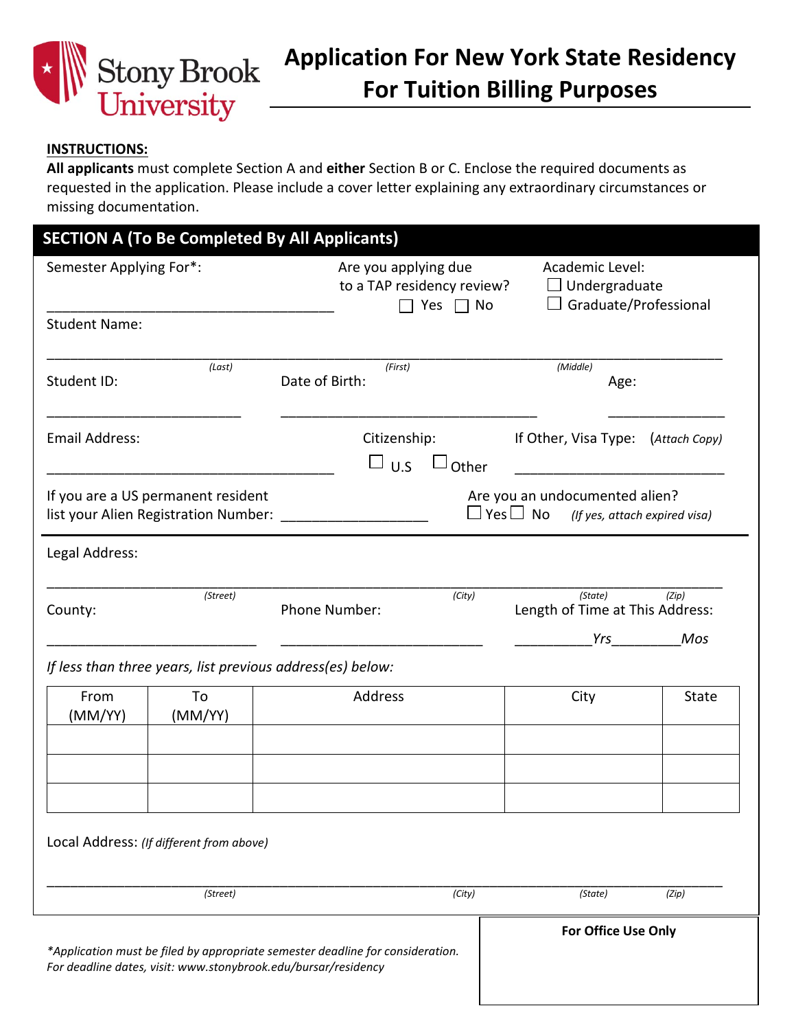# Stony Brook University

# Application For New York State Residency For Tuition Billing Purposes

**INSTRUCTIONS:**

**All applicants** must complete Section A and **either** Section B or C. Enclose the required documents as requested in the application. Please include a cover letter explaining any extraordinary circumstances or missing documentation.

## SECTION A (To Be Completed By All Applicants)

Semester Applying For*: ____________________________________

Are you applying due to a TAP residency review? ☐ Yes ☐ No

Academic Level: ☐ Undergraduate ☐ Graduate/Professional

Student Name: ______________________________________________________________
*(Last)* *(First)* *(Middle)*

Student ID: ________________________

Date of Birth: ________________________________

Age: ______________

Email Address: ____________________________________

Citizenship: ☐ U.S ☐ Other

If Other, Visa Type: *(Attach Copy)* __________________________

If you are a US permanent resident list your Alien Registration Number: __________________

Are you an undocumented alien? ☐ Yes ☐ No *(If yes, attach expired visa)*

Legal Address: ______________________________________________________________
*(Street)* *(City)* *(State)* *(Zip)*

County: __________________________

Phone Number: __________________________

Length of Time at This Address: __________*Yrs*_________*Mos*

*If less than three years, list previous address(es) below:*

| From (MM/YY) | To (MM/YY) | Address | City | State |
|---|---|---|---|---|
| | | | | |
| | | | | |
| | | | | |

Local Address: *(If different from above)*

______________________________________________________________
*(Street)* *(City)* *(State)* *(Zip)*

*\*Application must be filed by appropriate semester deadline for consideration. For deadline dates, visit: www.stonybrook.edu/bursar/residency*

**For Office Use Only**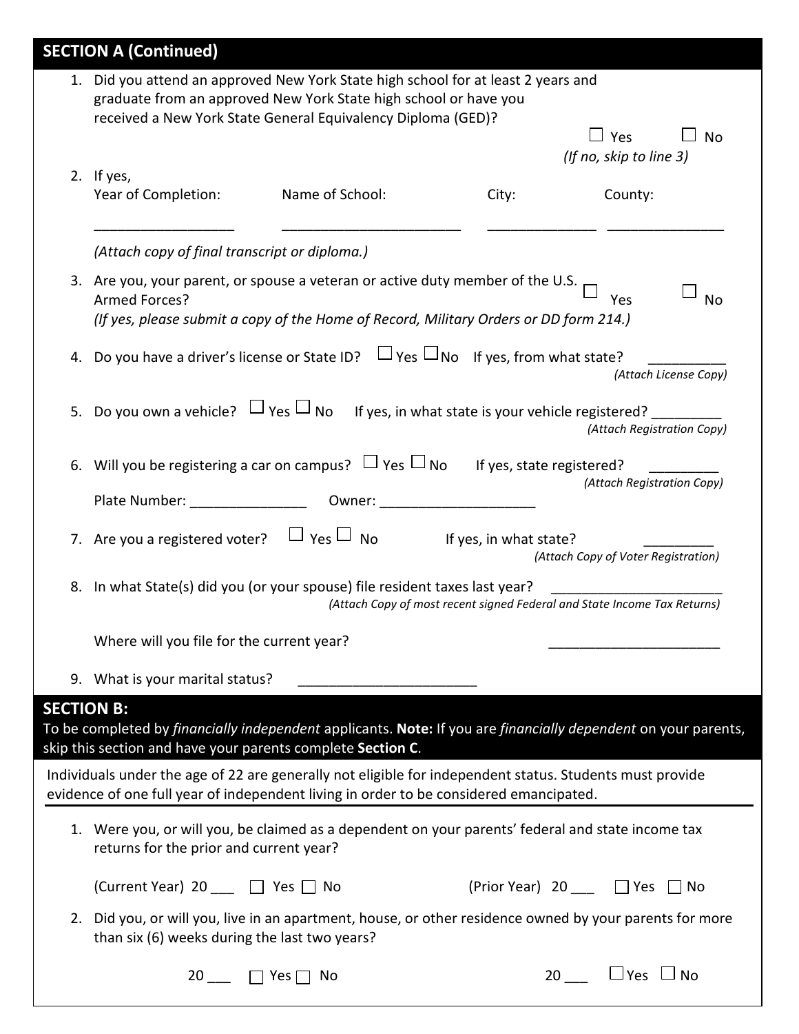## SECTION A (Continued)

1. Did you attend an approved New York State high school for at least 2 years and graduate from an approved New York State high school or have you received a New York State General Equivalency Diploma (GED)?

   ☐ Yes ☐ No
   *(If no, skip to line 3)*

2. If yes,

   | Year of Completion: | Name of School: | City: | County: |
   |---|---|---|---|
   | ______________ | ____________________ | ____________ | ____________ |

   *(Attach copy of final transcript or diploma.)*

3. Are you, your parent, or spouse a veteran or active duty member of the U.S. Armed Forces? ☐ Yes ☐ No
   *(If yes, please submit a copy of the Home of Record, Military Orders or DD form 214.)*

4. Do you have a driver's license or State ID? ☐ Yes ☐ No If yes, from what state? __________
   *(Attach License Copy)*

5. Do you own a vehicle? ☐ Yes ☐ No If yes, in what state is your vehicle registered? _________
   *(Attach Registration Copy)*

6. Will you be registering a car on campus? ☐ Yes ☐ No If yes, state registered? _________
   *(Attach Registration Copy)*

   Plate Number: _______________ Owner: ____________________

7. Are you a registered voter? ☐ Yes ☐ No If yes, in what state? _________
   *(Attach Copy of Voter Registration)*

8. In what State(s) did you (or your spouse) file resident taxes last year? ______________________
   *(Attach Copy of most recent signed Federal and State Income Tax Returns)*

   Where will you file for the current year? ______________________

9. What is your marital status? _______________________

## SECTION B:

To be completed by *financially independent* applicants. **Note:** If you are *financially dependent* on your parents, skip this section and have your parents complete **Section C**.

Individuals under the age of 22 are generally not eligible for independent status. Students must provide evidence of one full year of independent living in order to be considered emancipated.

1. Were you, or will you, be claimed as a dependent on your parents' federal and state income tax returns for the prior and current year?

   (Current Year) 20 ___ ☐ Yes ☐ No (Prior Year) 20 ___ ☐ Yes ☐ No

2. Did you, or will you, live in an apartment, house, or other residence owned by your parents for more than six (6) weeks during the last two years?

   20 ___ ☐ Yes ☐ No 20 ___ ☐ Yes ☐ No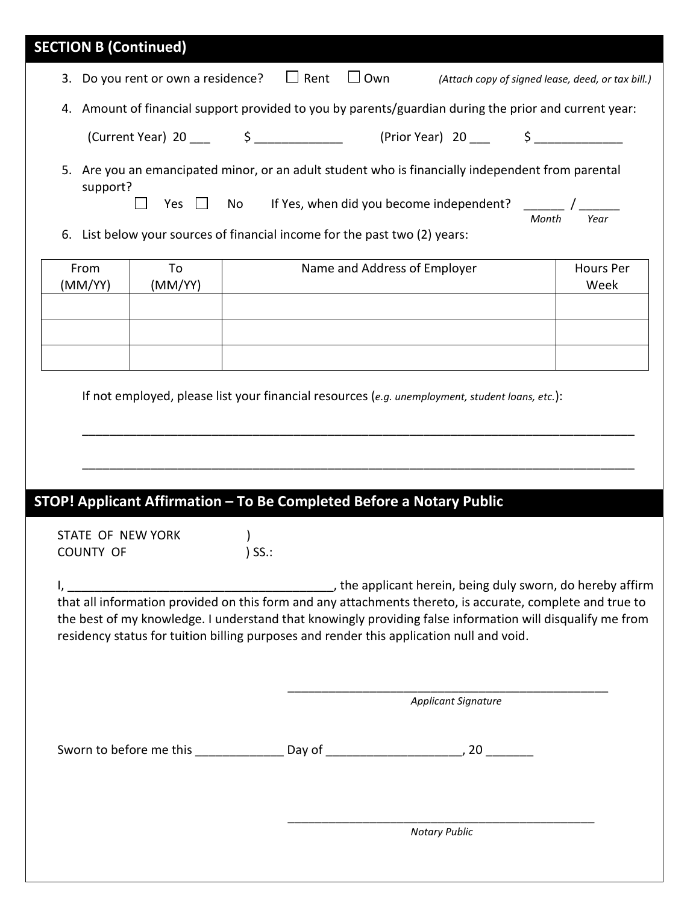## SECTION B (Continued)

3. Do you rent or own a residence? ☐ Rent ☐ Own *(Attach copy of signed lease, deed, or tax bill.)*

4. Amount of financial support provided to you by parents/guardian during the prior and current year:

   (Current Year) 20 ___ $ _____________ (Prior Year) 20 ___ $ _____________

5. Are you an emancipated minor, or an adult student who is financially independent from parental support?

   ☐ Yes ☐ No If Yes, when did you become independent? ______ / ______
   *Month* *Year*

6. List below your sources of financial income for the past two (2) years:

| From (MM/YY) | To (MM/YY) | Name and Address of Employer | Hours Per Week |
|---|---|---|---|
| | | | |
| | | | |
| | | | |

If not employed, please list your financial resources (*e.g. unemployment, student loans, etc.*):

_______________________________________________________________________________

_______________________________________________________________________________

## STOP! Applicant Affirmation – To Be Completed Before a Notary Public

STATE OF NEW YORK )
COUNTY OF ) SS.:

I, _______________________________________, the applicant herein, being duly sworn, do hereby affirm that all information provided on this form and any attachments thereto, is accurate, complete and true to the best of my knowledge. I understand that knowingly providing false information will disqualify me from residency status for tuition billing purposes and render this application null and void.

_________________________________________________
*Applicant Signature*

Sworn to before me this _____________ Day of ____________________, 20 _______

_________________________________________________
*Notary Public*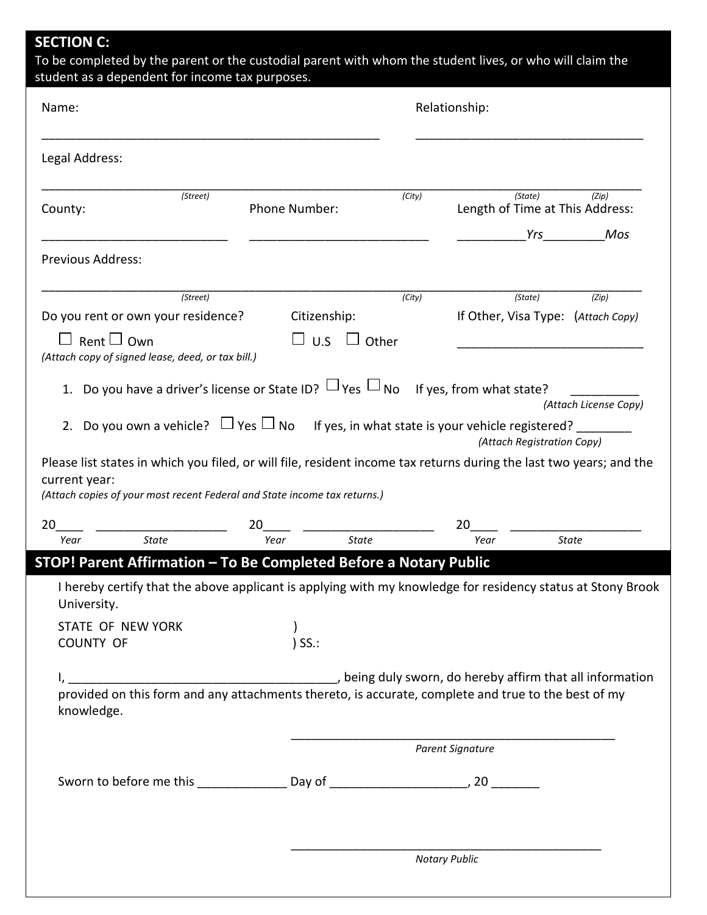## SECTION C:

To be completed by the parent or the custodial parent with whom the student lives, or who will claim the student as a dependent for income tax purposes.

Name: ______________________________________________ Relationship: ______________________________

Legal Address:

__________________________________________________________________________________________
*(Street)* *(City)* *(State)* *(Zip)*

County: ________________________ Phone Number: ________________________ Length of Time at This Address: _________*Yrs*________*Mos*

Previous Address:

__________________________________________________________________________________________
*(Street)* *(City)* *(State)* *(Zip)*

Do you rent or own your residence?
☐ Rent ☐ Own
*(Attach copy of signed lease, deed, or tax bill.)*

Citizenship:
☐ U.S ☐ Other

If Other, Visa Type: (*Attach Copy*)
__________________________

1. Do you have a driver's license or State ID? ☐ Yes ☐ No If yes, from what state? __________ *(Attach License Copy)*
2. Do you own a vehicle? ☐ Yes ☐ No If yes, in what state is your vehicle registered? ________ *(Attach Registration Copy)*

Please list states in which you filed, or will file, resident income tax returns during the last two years; and the current year:
*(Attach copies of your most recent Federal and State income tax returns.)*

20____ ___________________ 20____ ___________________ 20____ ___________________
*Year* *State* *Year* *State* *Year* *State*

## STOP! Parent Affirmation – To Be Completed Before a Notary Public

I hereby certify that the above applicant is applying with my knowledge for residency status at Stony Brook University.

STATE OF NEW YORK )
COUNTY OF ) SS.:

I, ______________________________________, being duly sworn, do hereby affirm that all information provided on this form and any attachments thereto, is accurate, complete and true to the best of my knowledge.

_______________________________________________
*Parent Signature*

Sworn to before me this ____________ Day of ___________________, 20 _______

_______________________________________________
*Notary Public*